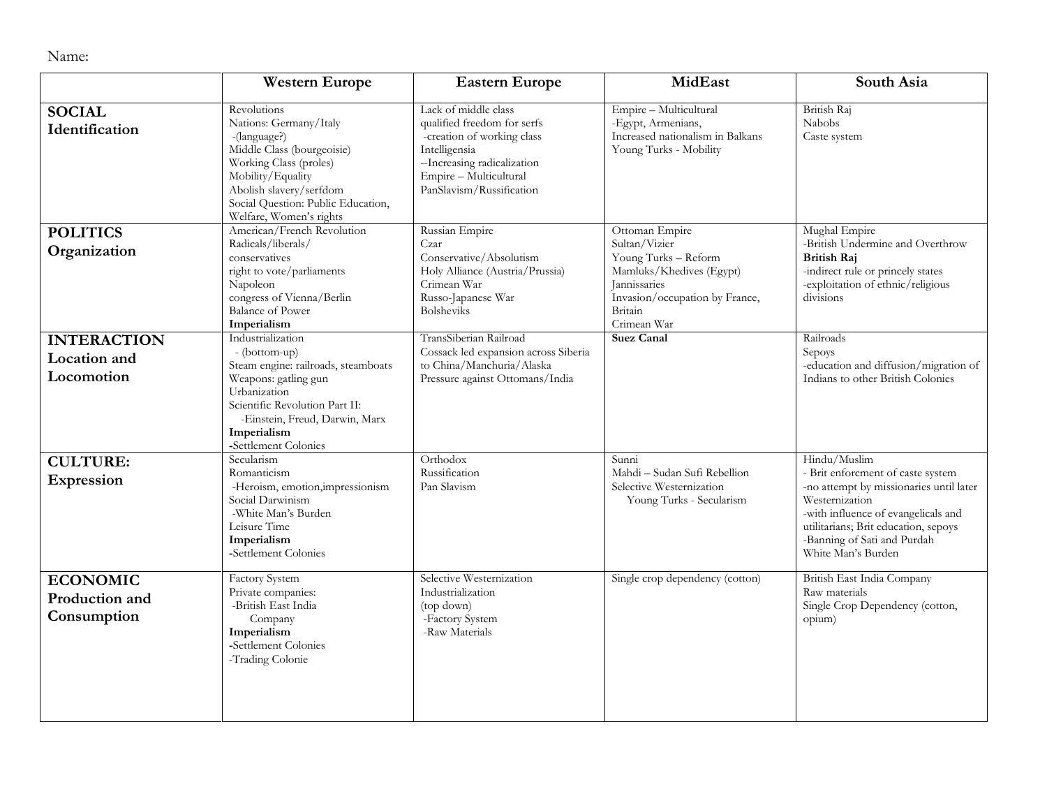Name:

|  | Western Europe | Eastern Europe | MidEast | South Asia |
|---|---|---|---|---|
| **SOCIAL Identification** | Revolutions<br>Nations: Germany/Italy<br>-(language?)<br>Middle Class (bourgeoisie)<br>Working Class (proles)<br>Mobility/Equality<br>Abolish slavery/serfdom<br>Social Question: Public Education, Welfare, Women's rights | Lack of middle class<br>qualified freedom for serfs<br>-creation of working class<br>Intelligensia<br>--Increasing radicalization<br>Empire – Multicultural<br>PanSlavism/Russification | Empire – Multicultural<br>-Egypt, Armenians,<br>Increased nationalism in Balkans<br>Young Turks - Mobility | British Raj<br>Nabobs<br>Caste system |
| **POLITICS Organization** | American/French Revolution<br>Radicals/liberals/<br>conservatives<br>right to vote/parliaments<br>Napoleon<br>congress of Vienna/Berlin<br>Balance of Power<br>**Imperialism** | Russian Empire<br>Czar<br>Conservative/Absolutism<br>Holy Alliance (Austria/Prussia)<br>Crimean War<br>Russo-Japanese War<br>Bolsheviks | Ottoman Empire<br>Sultan/Vizier<br>Young Turks – Reform<br>Mamluks/Khedives (Egypt)<br>Jannissaries<br>Invasion/occupation by France, Britain<br>Crimean War | Mughal Empire<br>-British Undermine and Overthrow<br>**British Raj**<br>-indirect rule or princely states<br>-exploitation of ethnic/religious divisions |
| **INTERACTION Location and Locomotion** | Industrialization<br>- (bottom-up)<br>Steam engine: railroads, steamboats<br>Weapons: gatling gun<br>Urbanization<br>Scientific Revolution Part II:<br>-Einstein, Freud, Darwin, Marx<br>**Imperialism**<br>**-**Settlement Colonies | TransSiberian Railroad<br>Cossack led expansion across Siberia to China/Manchuria/Alaska<br>Pressure against Ottomans/India | **Suez Canal** | Railroads<br>Sepoys<br>-education and diffusion/migration of Indians to other British Colonies |
| **CULTURE: Expression** | Secularism<br>Romanticism<br>-Heroism, emotion,impressionism<br>Social Darwinism<br>-White Man's Burden<br>Leisure Time<br>**Imperialism**<br>**-**Settlement Colonies | Orthodox<br>Russification<br>Pan Slavism | Sunni<br>Mahdi – Sudan Sufi Rebellion<br>Selective Westernization<br>Young Turks - Secularism | Hindu/Muslim<br>- Brit enforcment of caste system<br>-no attempt by missionaries until later<br>Westernization<br>-with influence of evangelicals and utilitarians; Brit education, sepoys<br>-Banning of Sati and Purdah<br>White Man's Burden |
| **ECONOMIC Production and Consumption** | Factory System<br>Private companies:<br>-British East India Company<br>**Imperialism**<br>**-**Settlement Colonies<br>-Trading Colonie | Selective Westernization<br>Industrialization<br>(top down)<br>-Factory System<br>-Raw Materials | Single crop dependency (cotton) | British East India Company<br>Raw materials<br>Single Crop Dependency (cotton, opium) |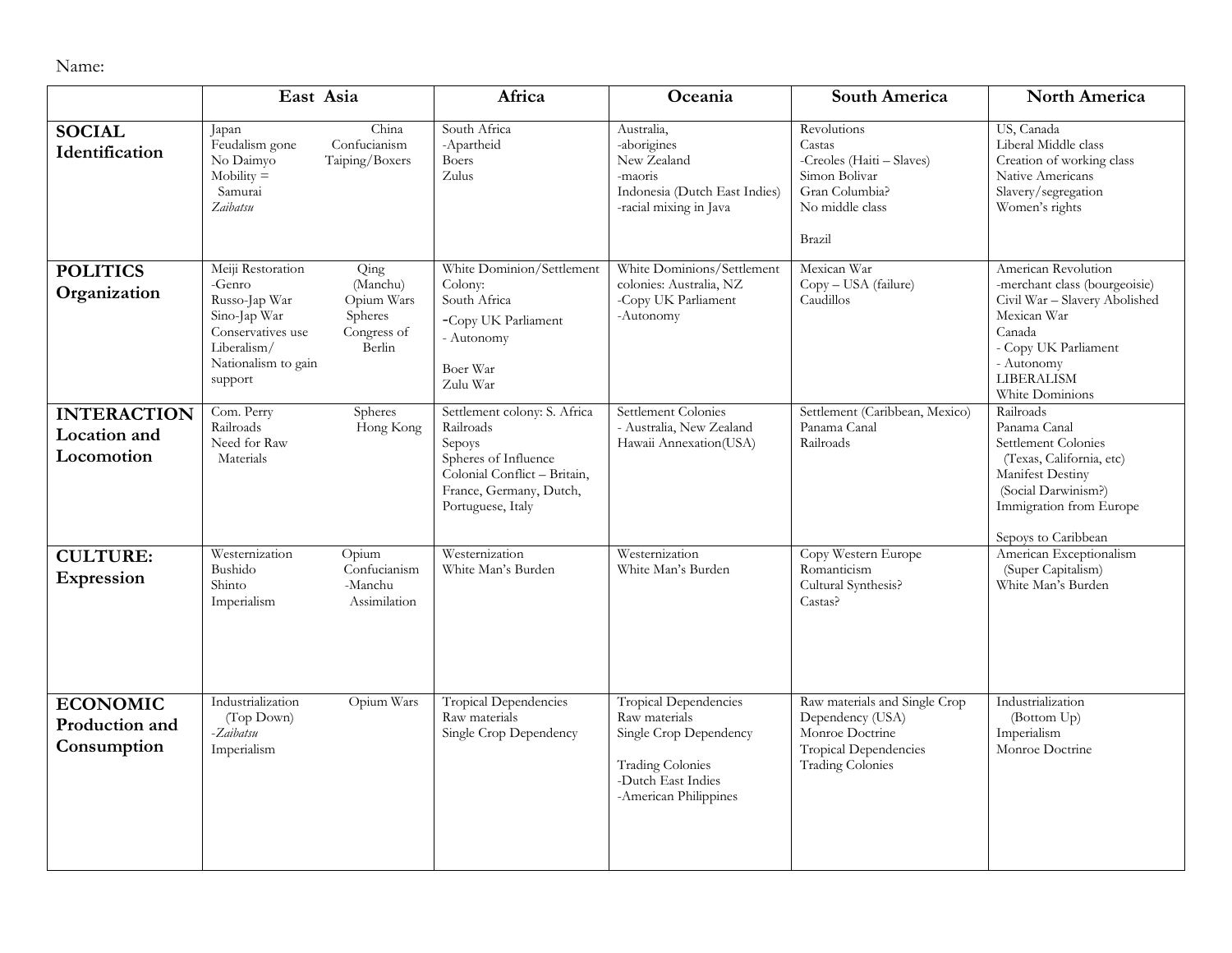Name:

| | East Asia | Africa | Oceania | South America | North America |
|---|---|---|---|---|---|
| **SOCIAL Identification** | Japan<br>Feudalism gone<br>No Daimyo<br>Mobility = Samurai<br>*Zaibatsu*<br><br>China<br>Confucianism<br>Taiping/Boxers | South Africa<br>-Apartheid<br>Boers<br>Zulus | Australia,<br>-aborigines<br>New Zealand<br>-maoris<br>Indonesia (Dutch East Indies)<br>-racial mixing in Java | Revolutions<br>Castas<br>-Creoles (Haiti – Slaves)<br>Simon Bolivar<br>Gran Columbia?<br>No middle class<br><br>Brazil | US, Canada<br>Liberal Middle class<br>Creation of working class<br>Native Americans<br>Slavery/segregation<br>Women's rights |
| **POLITICS Organization** | Meiji Restoration<br>-Genro<br>Russo-Jap War<br>Sino-Jap War<br>Conservatives use Liberalism/ Nationalism to gain support<br><br>Qing (Manchu)<br>Opium Wars<br>Spheres<br>Congress of Berlin | White Dominion/Settlement Colony:<br>South Africa<br>-Copy UK Parliament<br>- Autonomy<br><br>Boer War<br>Zulu War | White Dominions/Settlement colonies: Australia, NZ<br>-Copy UK Parliament<br>-Autonomy | Mexican War<br>Copy – USA (failure)<br>Caudillos | American Revolution<br>-merchant class (bourgeoisie)<br>Civil War – Slavery Abolished<br>Mexican War<br>Canada<br>- Copy UK Parliament<br>- Autonomy<br>LIBERALISM<br>White Dominions |
| **INTERACTION Location and Locomotion** | Com. Perry<br>Railroads<br>Need for Raw Materials<br><br>Spheres<br>Hong Kong | Settlement colony: S. Africa<br>Railroads<br>Sepoys<br>Spheres of Influence<br>Colonial Conflict – Britain, France, Germany, Dutch, Portuguese, Italy | Settlement Colonies<br>- Australia, New Zealand<br>Hawaii Annexation(USA) | Settlement (Caribbean, Mexico)<br>Panama Canal<br>Railroads | Railroads<br>Panama Canal<br>Settlement Colonies (Texas, California, etc)<br>Manifest Destiny (Social Darwinism?)<br>Immigration from Europe<br><br>Sepoys to Caribbean |
| **CULTURE: Expression** | Westernization<br>Bushido<br>Shinto<br>Imperialism<br><br>Opium<br>Confucianism<br>-Manchu Assimilation | Westernization<br>White Man's Burden | Westernization<br>White Man's Burden | Copy Western Europe<br>Romanticism<br>Cultural Synthesis?<br>Castas? | American Exceptionalism (Super Capitalism)<br>White Man's Burden |
| **ECONOMIC Production and Consumption** | Industrialization (Top Down)<br>-*Zaibatsu*<br>Imperialism<br><br>Opium Wars | Tropical Dependencies<br>Raw materials<br>Single Crop Dependency | Tropical Dependencies<br>Raw materials<br>Single Crop Dependency<br><br>Trading Colonies<br>-Dutch East Indies<br>-American Philippines | Raw materials and Single Crop Dependency (USA)<br>Monroe Doctrine<br>Tropical Dependencies<br>Trading Colonies | Industrialization (Bottom Up)<br>Imperialism<br>Monroe Doctrine |